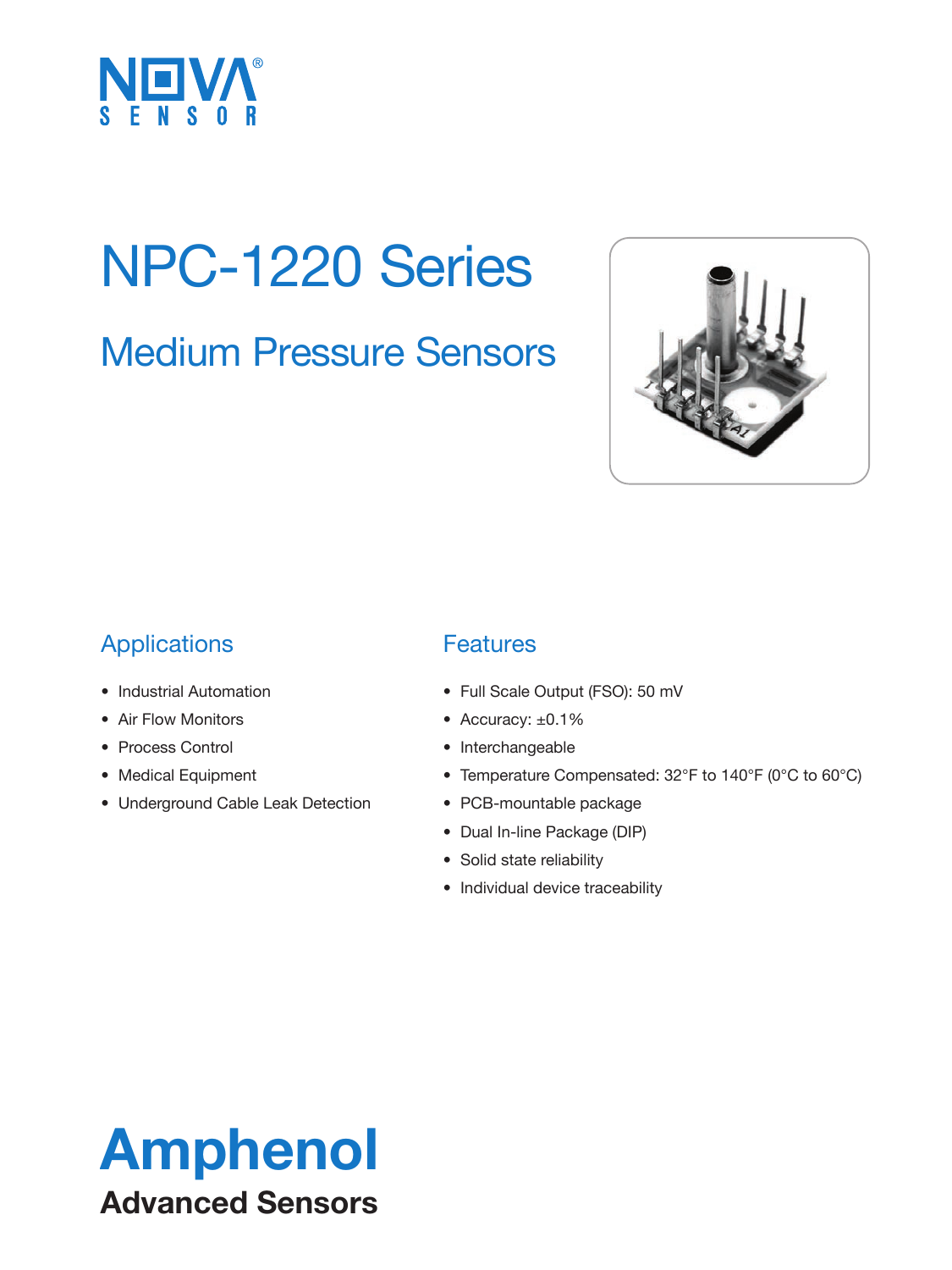NOVA® SENSOR

# NPC-1220 Series

## Medium Pressure Sensors

### Applications

- Industrial Automation
- Air Flow Monitors
- Process Control
- Medical Equipment
- Underground Cable Leak Detection

### Features

- Full Scale Output (FSO): 50 mV
- Accuracy: ±0.1%
- Interchangeable
- Temperature Compensated: 32°F to 140°F (0°C to 60°C)
- PCB-mountable package
- Dual In-line Package (DIP)
- Solid state reliability
- Individual device traceability

**Amphenol**

**Advanced Sensors**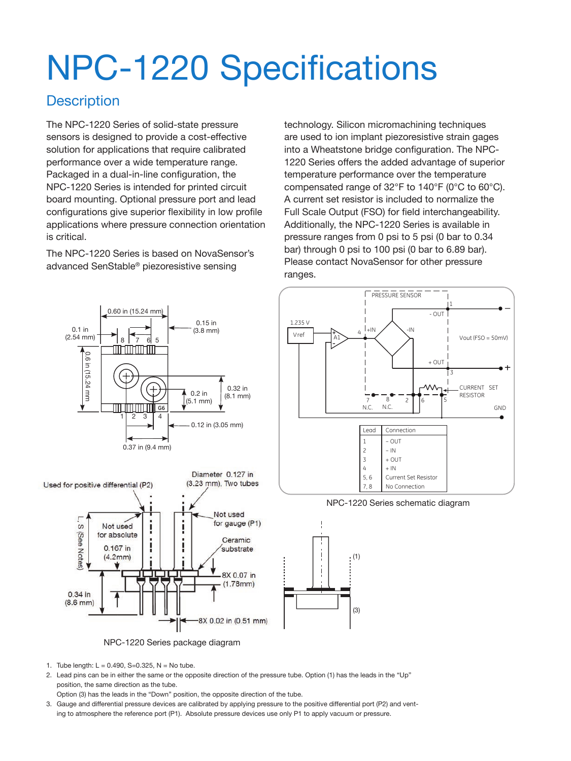# NPC-1220 Specifications

## Description

The NPC-1220 Series of solid-state pressure sensors is designed to provide a cost-effective solution for applications that require calibrated performance over a wide temperature range. Packaged in a dual-in-line configuration, the NPC-1220 Series is intended for printed circuit board mounting. Optional pressure port and lead configurations give superior flexibility in low profile applications where pressure connection orientation is critical.

The NPC-1220 Series is based on NovaSensor's advanced SenStable® piezoresistive sensing technology. Silicon micromachining techniques are used to ion implant piezoresistive strain gages into a Wheatstone bridge configuration. The NPC-1220 Series offers the added advantage of superior temperature performance over the temperature compensated range of 32°F to 140°F (0°C to 60°C). A current set resistor is included to normalize the Full Scale Output (FSO) for field interchangeability. Additionally, the NPC-1220 Series is available in pressure ranges from 0 psi to 5 psi (0 bar to 0.34 bar) through 0 psi to 100 psi (0 bar to 6.89 bar). Please contact NovaSensor for other pressure ranges.

| Lead | Connection |
|---|---|
| 1 | - OUT |
| 2 | - IN |
| 3 | + OUT |
| 4 | + IN |
| 5, 6 | Current Set Resistor |
| 7, 8 | No Connection |

NPC-1220 Series schematic diagram

NPC-1220 Series package diagram

1. Tube length: L = 0.490, S=0.325, N = No tube.
2. Lead pins can be in either the same or the opposite direction of the pressure tube. Option (1) has the leads in the "Up" position, the same direction as the tube.
   Option (3) has the leads in the "Down" position, the opposite direction of the tube.
3. Gauge and differential pressure devices are calibrated by applying pressure to the positive differential port (P2) and venting to atmosphere the reference port (P1). Absolute pressure devices use only P1 to apply vacuum or pressure.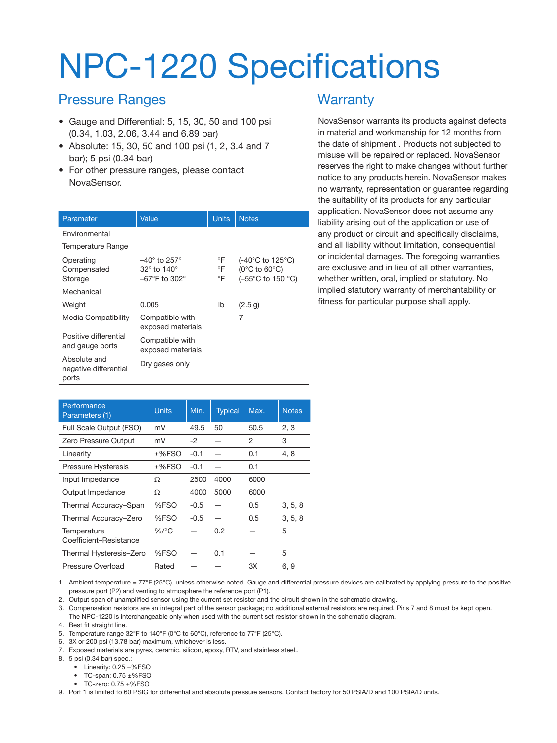# NPC-1220 Specifications

## Pressure Ranges

- Gauge and Differential: 5, 15, 30, 50 and 100 psi (0.34, 1.03, 2.06, 3.44 and 6.89 bar)
- Absolute: 15, 30, 50 and 100 psi (1, 2, 3.4 and 7 bar); 5 psi (0.34 bar)
- For other pressure ranges, please contact NovaSensor.

| Parameter | Value | Units | Notes |
|---|---|---|---|
| Environmental | | | |
| Temperature Range | | | |
| Operating | –40° to 257° | °F | (-40°C to 125°C) |
| Compensated | 32° to 140° | °F | (0°C to 60°C) |
| Storage | –67°F to 302° | °F | (–55°C to 150 °C) |
| Mechanical | | | |
| Weight | 0.005 | lb | (2.5 g) |
| Media Compatibility | Compatible with exposed materials | | 7 |
| Positive differential and gauge ports | Compatible with exposed materials | | |
| Absolute and negative differential ports | Dry gases only | | |

| Performance Parameters (1) | Units | Min. | Typical | Max. | Notes |
|---|---|---|---|---|---|
| Full Scale Output (FSO) | mV | 49.5 | 50 | 50.5 | 2, 3 |
| Zero Pressure Output | mV | -2 | — | 2 | 3 |
| Linearity | ±%FSO | -0.1 | — | 0.1 | 4, 8 |
| Pressure Hysteresis | ±%FSO | -0.1 | — | 0.1 | |
| Input Impedance | Ω | 2500 | 4000 | 6000 | |
| Output Impedance | Ω | 4000 | 5000 | 6000 | |
| Thermal Accuracy–Span | %FSO | -0.5 | — | 0.5 | 3, 5, 8 |
| Thermal Accuracy–Zero | %FSO | -0.5 | — | 0.5 | 3, 5, 8 |
| Temperature Coefficient–Resistance | %/°C | — | 0.2 | — | 5 |
| Thermal Hysteresis–Zero | %FSO | — | 0.1 | — | 5 |
| Pressure Overload | Rated | — | — | 3X | 6, 9 |

1. Ambient temperature = 77°F (25°C), unless otherwise noted. Gauge and differential pressure devices are calibrated by applying pressure to the positive pressure port (P2) and venting to atmosphere the reference port (P1).
2. Output span of unamplified sensor using the current set resistor and the circuit shown in the schematic drawing.
3. Compensation resistors are an integral part of the sensor package; no additional external resistors are required. Pins 7 and 8 must be kept open. The NPC-1220 is interchangeable only when used with the current set resistor shown in the schematic diagram.
4. Best fit straight line.
5. Temperature range 32°F to 140°F (0°C to 60°C), reference to 77°F (25°C).
6. 3X or 200 psi (13.78 bar) maximum, whichever is less.
7. Exposed materials are pyrex, ceramic, silicon, epoxy, RTV, and stainless steel..
8. 5 psi (0.34 bar) spec.:
   - Linearity: 0.25 ±%FSO
   - TC-span: 0.75 ±%FSO
   - TC-zero: 0.75 ±%FSO
9. Port 1 is limited to 60 PSIG for differential and absolute pressure sensors. Contact factory for 50 PSIA/D and 100 PSIA/D units.

## Warranty

NovaSensor warrants its products against defects in material and workmanship for 12 months from the date of shipment . Products not subjected to misuse will be repaired or replaced. NovaSensor reserves the right to make changes without further notice to any products herein. NovaSensor makes no warranty, representation or guarantee regarding the suitability of its products for any particular application. NovaSensor does not assume any liability arising out of the application or use of any product or circuit and specifically disclaims, and all liability without limitation, consequential or incidental damages. The foregoing warranties are exclusive and in lieu of all other warranties, whether written, oral, implied or statutory. No implied statutory warranty of merchantability or fitness for particular purpose shall apply.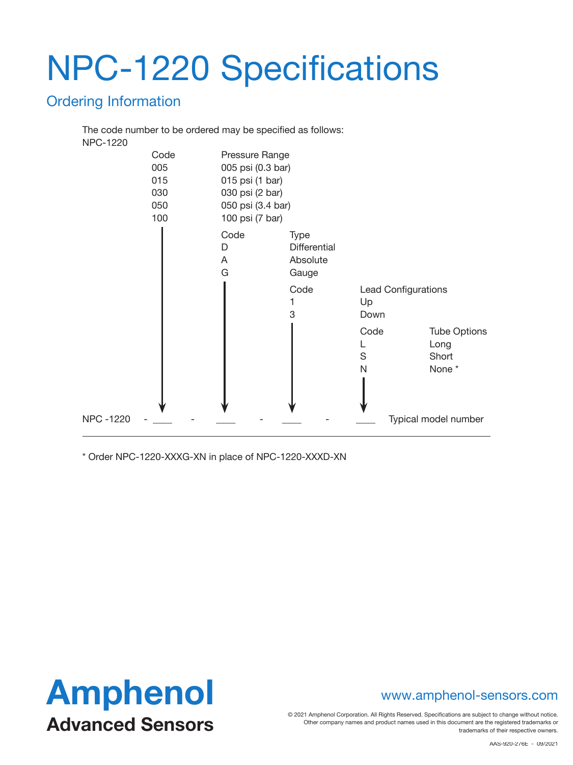# NPC-1220 Specifications

## Ordering Information

The code number to be ordered may be specified as follows:
NPC-1220

| Code | Pressure Range |
| --- | --- |
| 005 | 005 psi (0.3 bar) |
| 015 | 015 psi (1 bar) |
| 030 | 030 psi (2 bar) |
| 050 | 050 psi (3.4 bar) |
| 100 | 100 psi (7 bar) |

| Code | Type |
| --- | --- |
| D | Differential |
| A | Absolute |
| G | Gauge |

| Code | Lead Configurations |
| --- | --- |
| 1 | Up |
| 3 | Down |

| Code | Tube Options |
| --- | --- |
| L | Long |
| S | Short |
| N | None * |

NPC -1220 - ____ - ____ - ____ - ____ Typical model number

* Order NPC-1220-XXXG-XN in place of NPC-1220-XXXD-XN

**Amphenol**
**Advanced Sensors**

www.amphenol-sensors.com

© 2021 Amphenol Corporation. All Rights Reserved. Specifications are subject to change without notice. Other company names and product names used in this document are the registered trademarks or trademarks of their respective owners.

AAS-920-276E - 09/2021